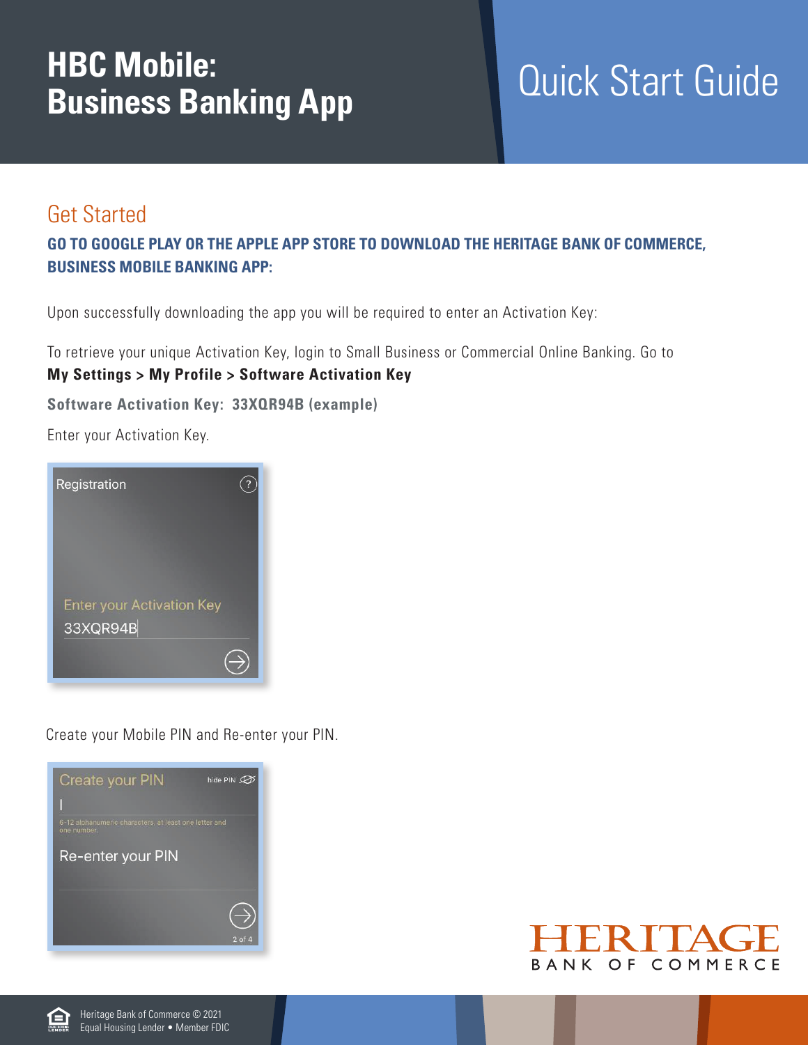# HBC Mobile: Business Banking App

# Quick Start Guide

## Get Started

**GO TO GOOGLE PLAY OR THE APPLE APP STORE TO DOWNLOAD THE HERITAGE BANK OF COMMERCE, BUSINESS MOBILE BANKING APP:**

Upon successfully downloading the app you will be required to enter an Activation Key:

To retrieve your unique Activation Key, login to Small Business or Commercial Online Banking. Go to **My Settings > My Profile > Software Activation Key**

**Software Activation Key: 33XQR94B (example)**

Enter your Activation Key.

Registration

Enter your Activation Key

33XQR94B

Create your Mobile PIN and Re-enter your PIN.

Create your PIN

hide PIN

6-12 alphanumeric characters, at least one letter and one number.

Re-enter your PIN

2 of 4

HERITAGE BANK OF COMMERCE

Heritage Bank of Commerce © 2021
Equal Housing Lender • Member FDIC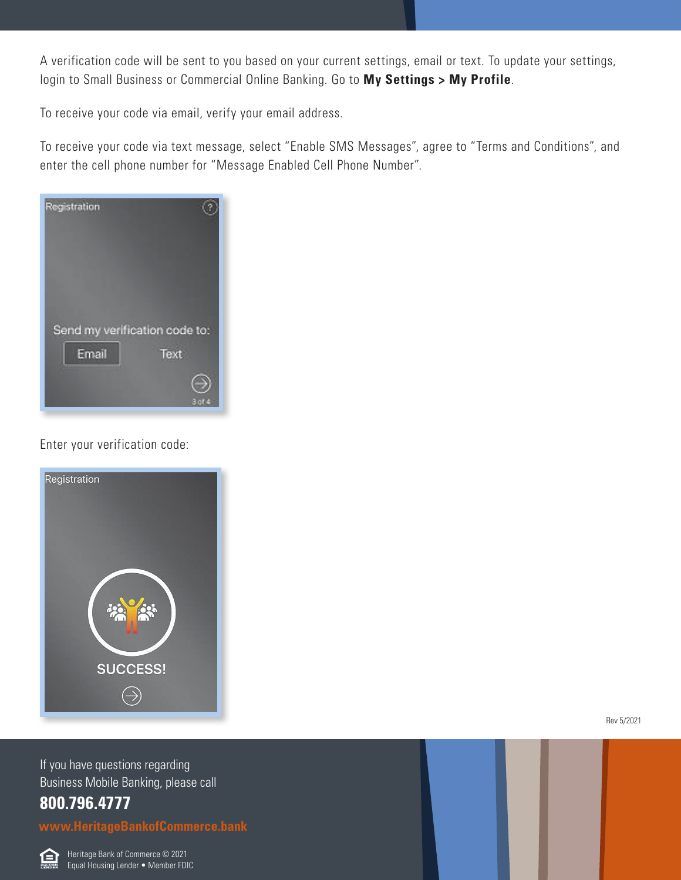A verification code will be sent to you based on your current settings, email or text. To update your settings, login to Small Business or Commercial Online Banking. Go to **My Settings > My Profile**.

To receive your code via email, verify your email address.

To receive your code via text message, select "Enable SMS Messages", agree to "Terms and Conditions", and enter the cell phone number for "Message Enabled Cell Phone Number".

Registration

Send my verification code to:

Email Text

3 of 4

Enter your verification code:

Registration

SUCCESS!

Rev 5/2021

If you have questions regarding Business Mobile Banking, please call

**800.796.4777**

**www.HeritageBankofCommerce.bank**

Heritage Bank of Commerce © 2021
Equal Housing Lender • Member FDIC